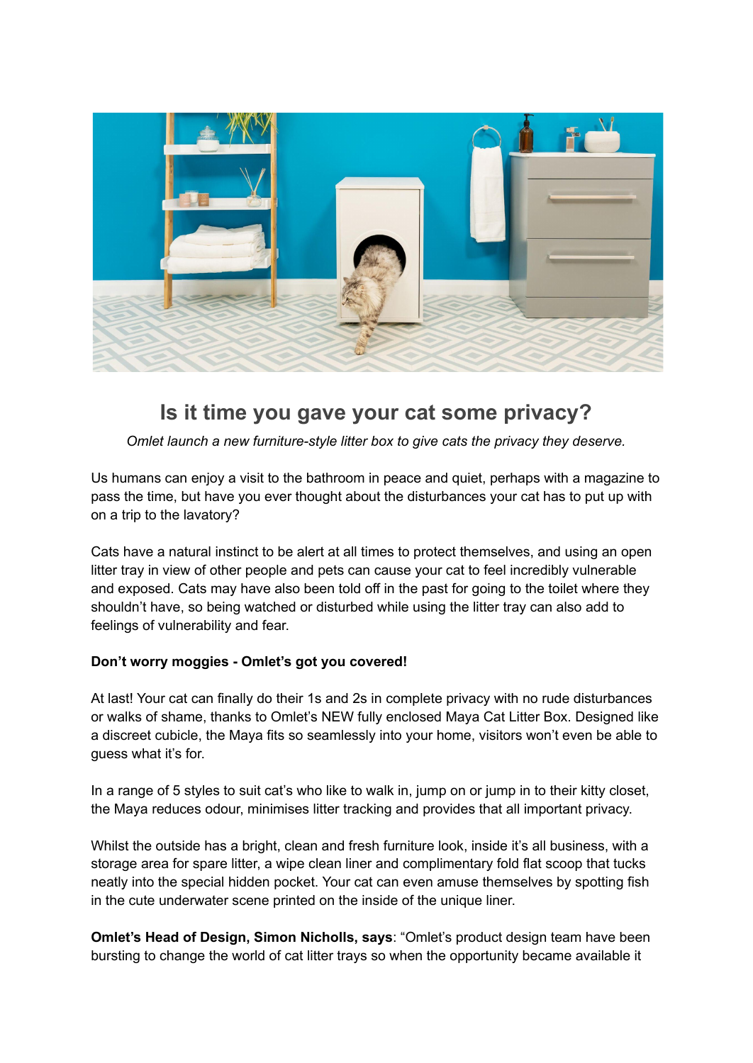# Is it time you gave your cat some privacy?

*Omlet launch a new furniture-style litter box to give cats the privacy they deserve.*

Us humans can enjoy a visit to the bathroom in peace and quiet, perhaps with a magazine to pass the time, but have you ever thought about the disturbances your cat has to put up with on a trip to the lavatory?

Cats have a natural instinct to be alert at all times to protect themselves, and using an open litter tray in view of other people and pets can cause your cat to feel incredibly vulnerable and exposed. Cats may have also been told off in the past for going to the toilet where they shouldn't have, so being watched or disturbed while using the litter tray can also add to feelings of vulnerability and fear.

**Don't worry moggies - Omlet's got you covered!**

At last! Your cat can finally do their 1s and 2s in complete privacy with no rude disturbances or walks of shame, thanks to Omlet's NEW fully enclosed Maya Cat Litter Box. Designed like a discreet cubicle, the Maya fits so seamlessly into your home, visitors won't even be able to guess what it's for.

In a range of 5 styles to suit cat's who like to walk in, jump on or jump in to their kitty closet, the Maya reduces odour, minimises litter tracking and provides that all important privacy.

Whilst the outside has a bright, clean and fresh furniture look, inside it's all business, with a storage area for spare litter, a wipe clean liner and complimentary fold flat scoop that tucks neatly into the special hidden pocket. Your cat can even amuse themselves by spotting fish in the cute underwater scene printed on the inside of the unique liner.

**Omlet's Head of Design, Simon Nicholls, says**: "Omlet's product design team have been bursting to change the world of cat litter trays so when the opportunity became available it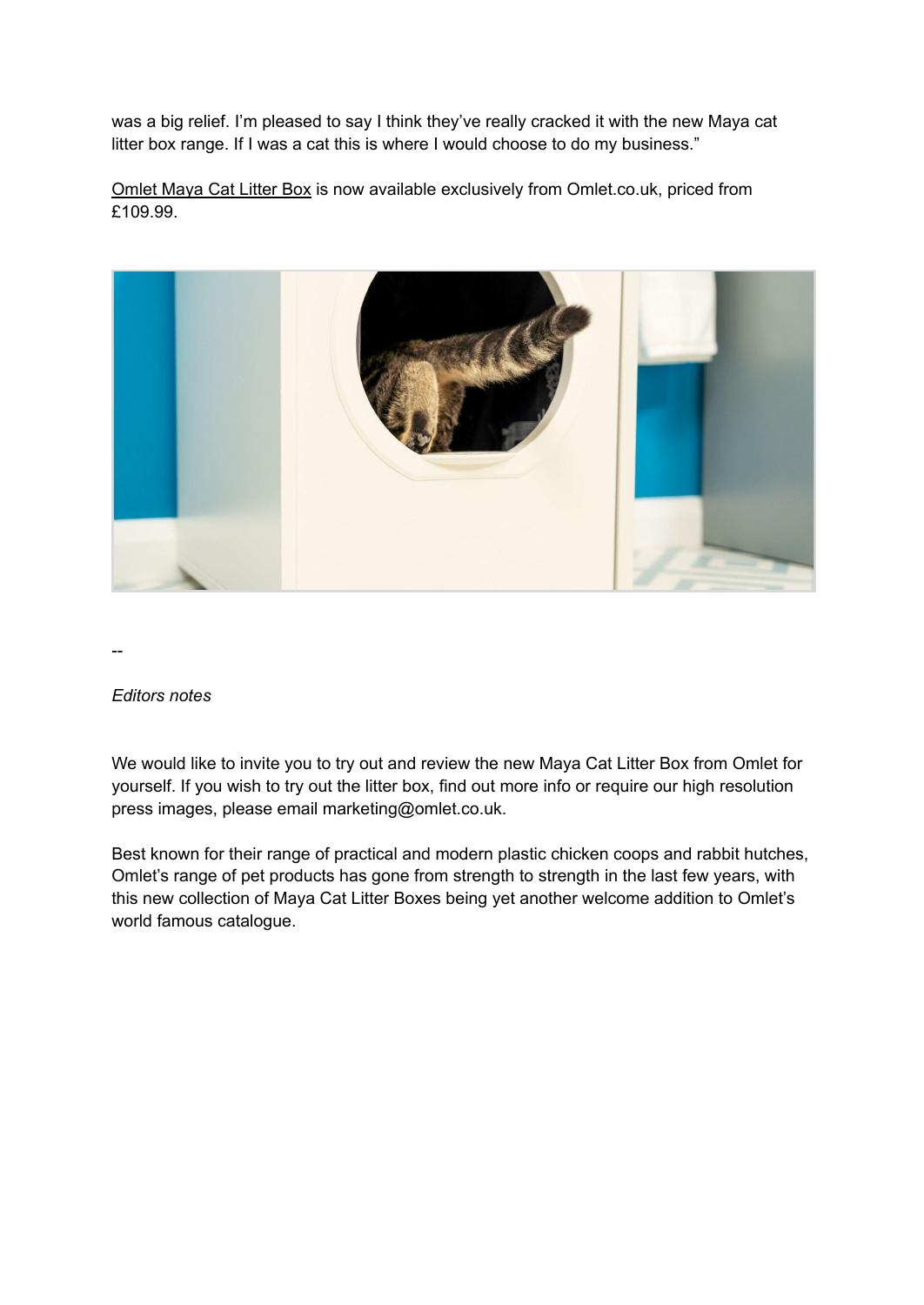was a big relief. I'm pleased to say I think they've really cracked it with the new Maya cat litter box range. If I was a cat this is where I would choose to do my business."

Omlet Maya Cat Litter Box is now available exclusively from Omlet.co.uk, priced from £109.99.

--

*Editors notes*

We would like to invite you to try out and review the new Maya Cat Litter Box from Omlet for yourself. If you wish to try out the litter box, find out more info or require our high resolution press images, please email marketing@omlet.co.uk.

Best known for their range of practical and modern plastic chicken coops and rabbit hutches, Omlet's range of pet products has gone from strength to strength in the last few years, with this new collection of Maya Cat Litter Boxes being yet another welcome addition to Omlet's world famous catalogue.